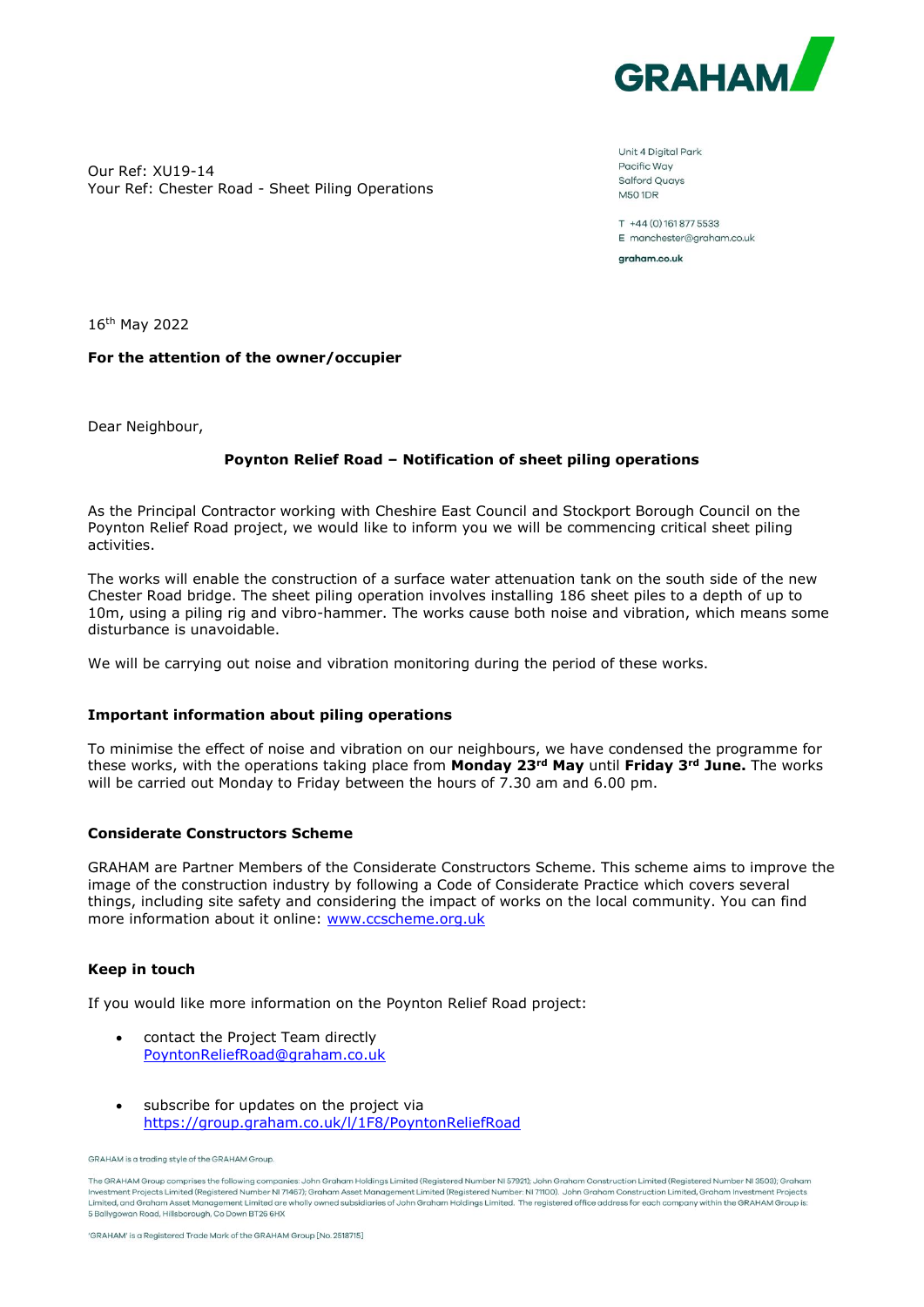GRAHAM

Our Ref: XU19-14
Your Ref: Chester Road - Sheet Piling Operations

Unit 4 Digital Park
Pacific Way
Salford Quays
M50 1DR

T +44 (0) 161 877 5533
E manchester@graham.co.uk

graham.co.uk

16th May 2022

**For the attention of the owner/occupier**

Dear Neighbour,

**Poynton Relief Road – Notification of sheet piling operations**

As the Principal Contractor working with Cheshire East Council and Stockport Borough Council on the Poynton Relief Road project, we would like to inform you we will be commencing critical sheet piling activities.

The works will enable the construction of a surface water attenuation tank on the south side of the new Chester Road bridge. The sheet piling operation involves installing 186 sheet piles to a depth of up to 10m, using a piling rig and vibro-hammer. The works cause both noise and vibration, which means some disturbance is unavoidable.

We will be carrying out noise and vibration monitoring during the period of these works.

### Important information about piling operations

To minimise the effect of noise and vibration on our neighbours, we have condensed the programme for these works, with the operations taking place from **Monday 23rd May** until **Friday 3rd June.** The works will be carried out Monday to Friday between the hours of 7.30 am and 6.00 pm.

### Considerate Constructors Scheme

GRAHAM are Partner Members of the Considerate Constructors Scheme. This scheme aims to improve the image of the construction industry by following a Code of Considerate Practice which covers several things, including site safety and considering the impact of works on the local community. You can find more information about it online: www.ccscheme.org.uk

### Keep in touch

If you would like more information on the Poynton Relief Road project:

- contact the Project Team directly PoyntonReliefRoad@graham.co.uk
- subscribe for updates on the project via https://group.graham.co.uk/l/1F8/PoyntonReliefRoad

GRAHAM is a trading style of the GRAHAM Group.

The GRAHAM Group comprises the following companies: John Graham Holdings Limited (Registered Number NI 57921); John Graham Construction Limited (Registered Number NI 3503); Graham Investment Projects Limited (Registered Number NI 71467); Graham Asset Management Limited (Registered Number: NI 71100). John Graham Construction Limited, Graham Investment Projects Limited, and Graham Asset Management Limited are wholly owned subsidiaries of John Graham Holdings Limited. The registered office address for each company within the GRAHAM Group is: 5 Ballygowan Road, Hillsborough, Co Down BT26 6HX

'GRAHAM' is a Registered Trade Mark of the GRAHAM Group [No. 2518715]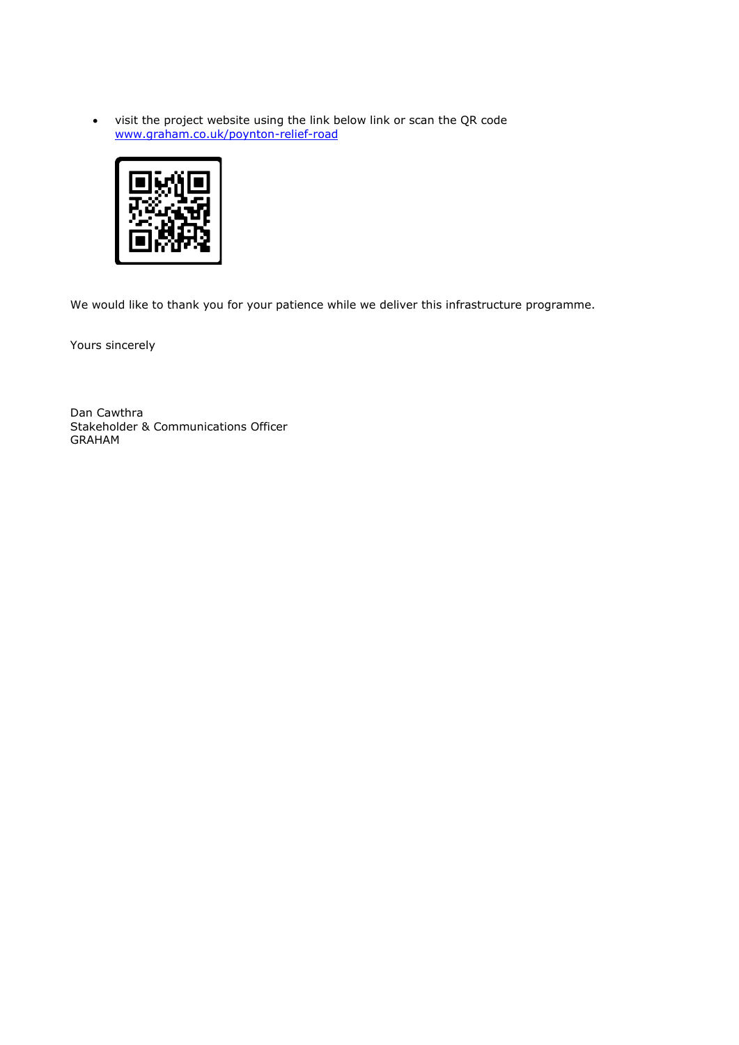- visit the project website using the link below link or scan the QR code
  www.graham.co.uk/poynton-relief-road

We would like to thank you for your patience while we deliver this infrastructure programme.

Yours sincerely

Dan Cawthra
Stakeholder & Communications Officer
GRAHAM